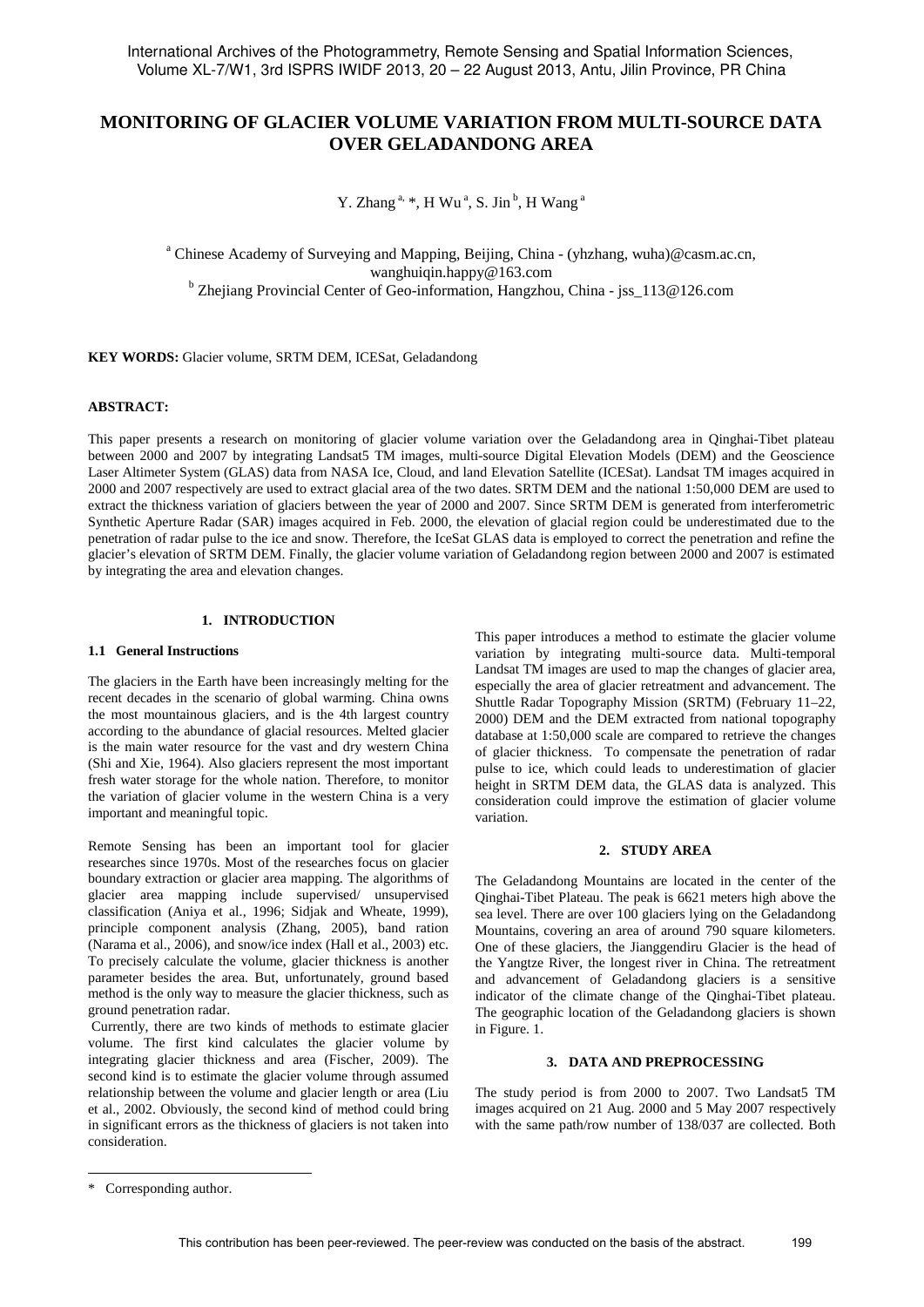# MONITORING OF GLACIER VOLUME VARIATION FROM MULTI-SOURCE DATA OVER GELADANDONG AREA

Y. Zhang [a, *], H Wu [a], S. Jin [b], H Wang [a]

[a] Chinese Academy of Surveying and Mapping, Beijing, China - (yhzhang, wuha)@casm.ac.cn, wanghuiqin.happy@163.com

[b] Zhejiang Provincial Center of Geo-information, Hangzhou, China - jss_113@126.com

**KEY WORDS:** Glacier volume, SRTM DEM, ICESat, Geladandong

**ABSTRACT:**

This paper presents a research on monitoring of glacier volume variation over the Geladandong area in Qinghai-Tibet plateau between 2000 and 2007 by integrating Landsat5 TM images, multi-source Digital Elevation Models (DEM) and the Geoscience Laser Altimeter System (GLAS) data from NASA Ice, Cloud, and land Elevation Satellite (ICESat). Landsat TM images acquired in 2000 and 2007 respectively are used to extract glacial area of the two dates. SRTM DEM and the national 1:50,000 DEM are used to extract the thickness variation of glaciers between the year of 2000 and 2007. Since SRTM DEM is generated from interferometric Synthetic Aperture Radar (SAR) images acquired in Feb. 2000, the elevation of glacial region could be underestimated due to the penetration of radar pulse to the ice and snow. Therefore, the IceSat GLAS data is employed to correct the penetration and refine the glacier's elevation of SRTM DEM. Finally, the glacier volume variation of Geladandong region between 2000 and 2007 is estimated by integrating the area and elevation changes.

## 1. INTRODUCTION

### 1.1 General Instructions

The glaciers in the Earth have been increasingly melting for the recent decades in the scenario of global warming. China owns the most mountainous glaciers, and is the 4th largest country according to the abundance of glacial resources. Melted glacier is the main water resource for the vast and dry western China (Shi and Xie, 1964). Also glaciers represent the most important fresh water storage for the whole nation. Therefore, to monitor the variation of glacier volume in the western China is a very important and meaningful topic.

Remote Sensing has been an important tool for glacier researches since 1970s. Most of the researches focus on glacier boundary extraction or glacier area mapping. The algorithms of glacier area mapping include supervised/ unsupervised classification (Aniya et al., 1996; Sidjak and Wheate, 1999), principle component analysis (Zhang, 2005), band ration (Narama et al., 2006), and snow/ice index (Hall et al., 2003) etc. To precisely calculate the volume, glacier thickness is another parameter besides the area. But, unfortunately, ground based method is the only way to measure the glacier thickness, such as ground penetration radar.

Currently, there are two kinds of methods to estimate glacier volume. The first kind calculates the glacier volume by integrating glacier thickness and area (Fischer, 2009). The second kind is to estimate the glacier volume through assumed relationship between the volume and glacier length or area (Liu et al., 2002. Obviously, the second kind of method could bring in significant errors as the thickness of glaciers is not taken into consideration.

This paper introduces a method to estimate the glacier volume variation by integrating multi-source data. Multi-temporal Landsat TM images are used to map the changes of glacier area, especially the area of glacier retreatment and advancement. The Shuttle Radar Topography Mission (SRTM) (February 11–22, 2000) DEM and the DEM extracted from national topography database at 1:50,000 scale are compared to retrieve the changes of glacier thickness. To compensate the penetration of radar pulse to ice, which could leads to underestimation of glacier height in SRTM DEM data, the GLAS data is analyzed. This consideration could improve the estimation of glacier volume variation.

## 2. STUDY AREA

The Geladandong Mountains are located in the center of the Qinghai-Tibet Plateau. The peak is 6621 meters high above the sea level. There are over 100 glaciers lying on the Geladandong Mountains, covering an area of around 790 square kilometers. One of these glaciers, the Jianggendiru Glacier is the head of the Yangtze River, the longest river in China. The retreatment and advancement of Geladandong glaciers is a sensitive indicator of the climate change of the Qinghai-Tibet plateau. The geographic location of the Geladandong glaciers is shown in Figure. 1.

## 3. DATA AND PREPROCESSING

The study period is from 2000 to 2007. Two Landsat5 TM images acquired on 21 Aug. 2000 and 5 May 2007 respectively with the same path/row number of 138/037 are collected. Both

\* Corresponding author.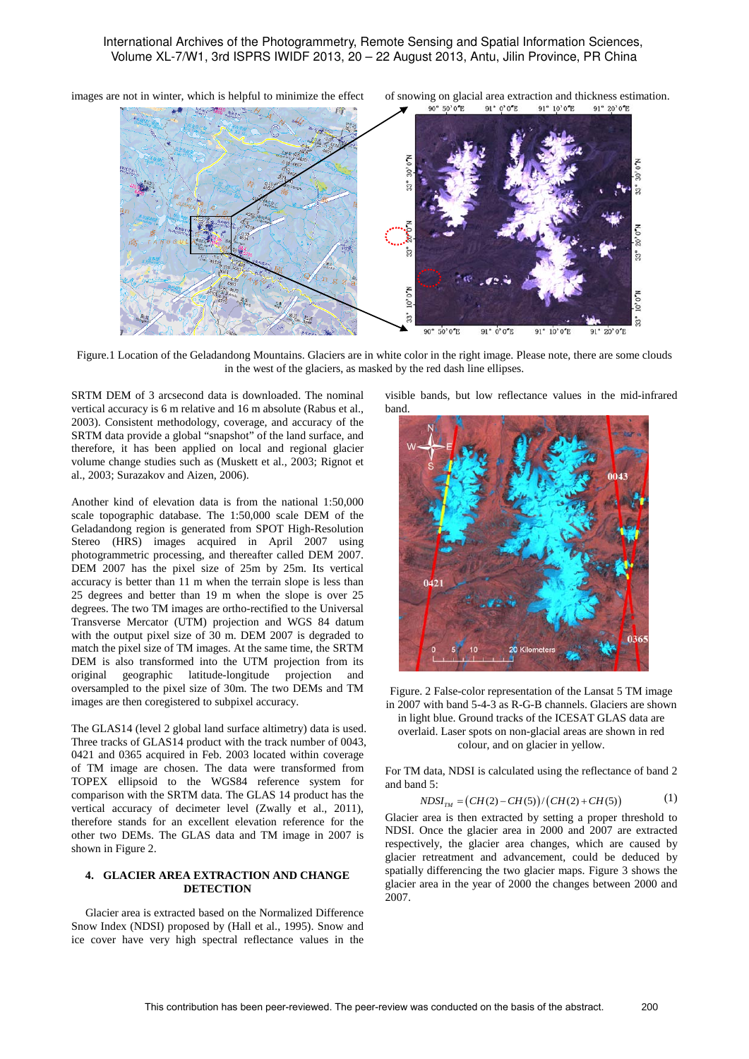images are not in winter, which is helpful to minimize the effect of snowing on glacial area extraction and thickness estimation.

Figure.1 Location of the Geladandong Mountains. Glaciers are in white color in the right image. Please note, there are some clouds in the west of the glaciers, as masked by the red dash line ellipses.

SRTM DEM of 3 arcsecond data is downloaded. The nominal vertical accuracy is 6 m relative and 16 m absolute (Rabus et al., 2003). Consistent methodology, coverage, and accuracy of the SRTM data provide a global "snapshot" of the land surface, and therefore, it has been applied on local and regional glacier volume change studies such as (Muskett et al., 2003; Rignot et al., 2003; Surazakov and Aizen, 2006).

Another kind of elevation data is from the national 1:50,000 scale topographic database. The 1:50,000 scale DEM of the Geladandong region is generated from SPOT High-Resolution Stereo (HRS) images acquired in April 2007 using photogrammetric processing, and thereafter called DEM 2007. DEM 2007 has the pixel size of 25m by 25m. Its vertical accuracy is better than 11 m when the terrain slope is less than 25 degrees and better than 19 m when the slope is over 25 degrees. The two TM images are ortho-rectified to the Universal Transverse Mercator (UTM) projection and WGS 84 datum with the output pixel size of 30 m. DEM 2007 is degraded to match the pixel size of TM images. At the same time, the SRTM DEM is also transformed into the UTM projection from its original geographic latitude-longitude projection and oversampled to the pixel size of 30m. The two DEMs and TM images are then coregistered to subpixel accuracy.

The GLAS14 (level 2 global land surface altimetry) data is used. Three tracks of GLAS14 product with the track number of 0043, 0421 and 0365 acquired in Feb. 2003 located within coverage of TM image are chosen. The data were transformed from TOPEX ellipsoid to the WGS84 reference system for comparison with the SRTM data. The GLAS 14 product has the vertical accuracy of decimeter level (Zwally et al., 2011), therefore stands for an excellent elevation reference for the other two DEMs. The GLAS data and TM image in 2007 is shown in Figure 2.

## 4. GLACIER AREA EXTRACTION AND CHANGE DETECTION

Glacier area is extracted based on the Normalized Difference Snow Index (NDSI) proposed by (Hall et al., 1995). Snow and ice cover have very high spectral reflectance values in the visible bands, but low reflectance values in the mid-infrared band.

Figure. 2 False-color representation of the Lansat 5 TM image in 2007 with band 5-4-3 as R-G-B channels. Glaciers are shown in light blue. Ground tracks of the ICESAT GLAS data are overlaid. Laser spots on non-glacial areas are shown in red colour, and on glacier in yellow.

For TM data, NDSI is calculated using the reflectance of band 2 and band 5:

$$NDSI_{TM} = \left(CH(2) - CH(5)\right) / \left(CH(2) + CH(5)\right) \qquad (1)$$

Glacier area is then extracted by setting a proper threshold to NDSI. Once the glacier area in 2000 and 2007 are extracted respectively, the glacier area changes, which are caused by glacier retreatment and advancement, could be deduced by spatially differencing the two glacier maps. Figure 3 shows the glacier area in the year of 2000 the changes between 2000 and 2007.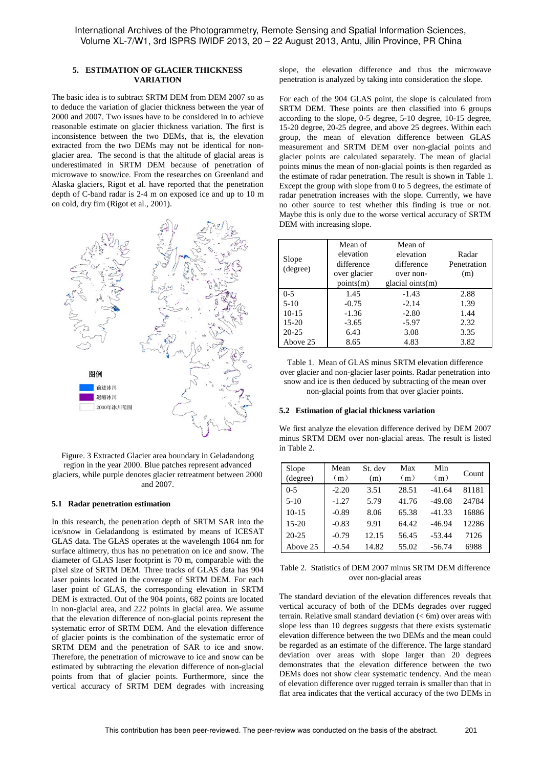## 5. ESTIMATION OF GLACIER THICKNESS VARIATION

The basic idea is to subtract SRTM DEM from DEM 2007 so as to deduce the variation of glacier thickness between the year of 2000 and 2007. Two issues have to be considered in to achieve reasonable estimate on glacier thickness variation. The first is inconsistence between the two DEMs, that is, the elevation extracted from the two DEMs may not be identical for non-glacier area. The second is that the altitude of glacial areas is underestimated in SRTM DEM because of penetration of microwave to snow/ice. From the researches on Greenland and Alaska glaciers, Rigot et al. have reported that the penetration depth of C-band radar is 2-4 m on exposed ice and up to 10 m on cold, dry firn (Rigot et al., 2001).

Figure. 3 Extracted Glacier area boundary in Geladandong region in the year 2000. Blue patches represent advanced glaciers, while purple denotes glacier retreatment between 2000 and 2007.

### 5.1 Radar penetration estimation

In this research, the penetration depth of SRTM SAR into the ice/snow in Geladandong is estimated by means of ICESAT GLAS data. The GLAS operates at the wavelength 1064 nm for surface altimetry, thus has no penetration on ice and snow. The diameter of GLAS laser footprint is 70 m, comparable with the pixel size of SRTM DEM. Three tracks of GLAS data has 904 laser points located in the coverage of SRTM DEM. For each laser point of GLAS, the corresponding elevation in SRTM DEM is extracted. Out of the 904 points, 682 points are located in non-glacial area, and 222 points in glacial area. We assume that the elevation difference of non-glacial points represent the systematic error of SRTM DEM. And the elevation difference of glacier points is the combination of the systematic error of SRTM DEM and the penetration of SAR to ice and snow. Therefore, the penetration of microwave to ice and snow can be estimated by subtracting the elevation difference of non-glacial points from that of glacier points. Furthermore, since the vertical accuracy of SRTM DEM degrades with increasing slope, the elevation difference and thus the microwave penetration is analyzed by taking into consideration the slope.

For each of the 904 GLAS point, the slope is calculated from SRTM DEM. These points are then classified into 6 groups according to the slope, 0-5 degree, 5-10 degree, 10-15 degree, 15-20 degree, 20-25 degree, and above 25 degrees. Within each group, the mean of elevation difference between GLAS measurement and SRTM DEM over non-glacial points and glacier points are calculated separately. The mean of glacial points minus the mean of non-glacial points is then regarded as the estimate of radar penetration. The result is shown in Table 1. Except the group with slope from 0 to 5 degrees, the estimate of radar penetration increases with the slope. Currently, we have no other source to test whether this finding is true or not. Maybe this is only due to the worse vertical accuracy of SRTM DEM with increasing slope.

| Slope (degree) | Mean of elevation difference over glacier points(m) | Mean of elevation difference over non-glacial oints(m) | Radar Penetration (m) |
|---|---|---|---|
| 0-5 | 1.45 | -1.43 | 2.88 |
| 5-10 | -0.75 | -2.14 | 1.39 |
| 10-15 | -1.36 | -2.80 | 1.44 |
| 15-20 | -3.65 | -5.97 | 2.32 |
| 20-25 | 6.43 | 3.08 | 3.35 |
| Above 25 | 8.65 | 4.83 | 3.82 |

Table 1. Mean of GLAS minus SRTM elevation difference over glacier and non-glacier laser points. Radar penetration into snow and ice is then deduced by subtracting of the mean over non-glacial points from that over glacier points.

### 5.2 Estimation of glacial thickness variation

We first analyze the elevation difference derived by DEM 2007 minus SRTM DEM over non-glacial areas. The result is listed in Table 2.

| Slope (degree) | Mean （m） | St. dev (m) | Max （m） | Min （m） | Count |
|---|---|---|---|---|---|
| 0-5 | -2.20 | 3.51 | 28.51 | -41.64 | 81181 |
| 5-10 | -1.27 | 5.79 | 41.76 | -49.08 | 24784 |
| 10-15 | -0.89 | 8.06 | 65.38 | -41.33 | 16886 |
| 15-20 | -0.83 | 9.91 | 64.42 | -46.94 | 12286 |
| 20-25 | -0.79 | 12.15 | 56.45 | -53.44 | 7126 |
| Above 25 | -0.54 | 14.82 | 55.02 | -56.74 | 6988 |

Table 2. Statistics of DEM 2007 minus SRTM DEM difference over non-glacial areas

The standard deviation of the elevation differences reveals that vertical accuracy of both of the DEMs degrades over rugged terrain. Relative small standard deviation (< 6m) over areas with slope less than 10 degrees suggests that there exists systematic elevation difference between the two DEMs and the mean could be regarded as an estimate of the difference. The large standard deviation over areas with slope larger than 20 degrees demonstrates that the elevation difference between the two DEMs does not show clear systematic tendency. And the mean of elevation difference over rugged terrain is smaller than that in flat area indicates that the vertical accuracy of the two DEMs in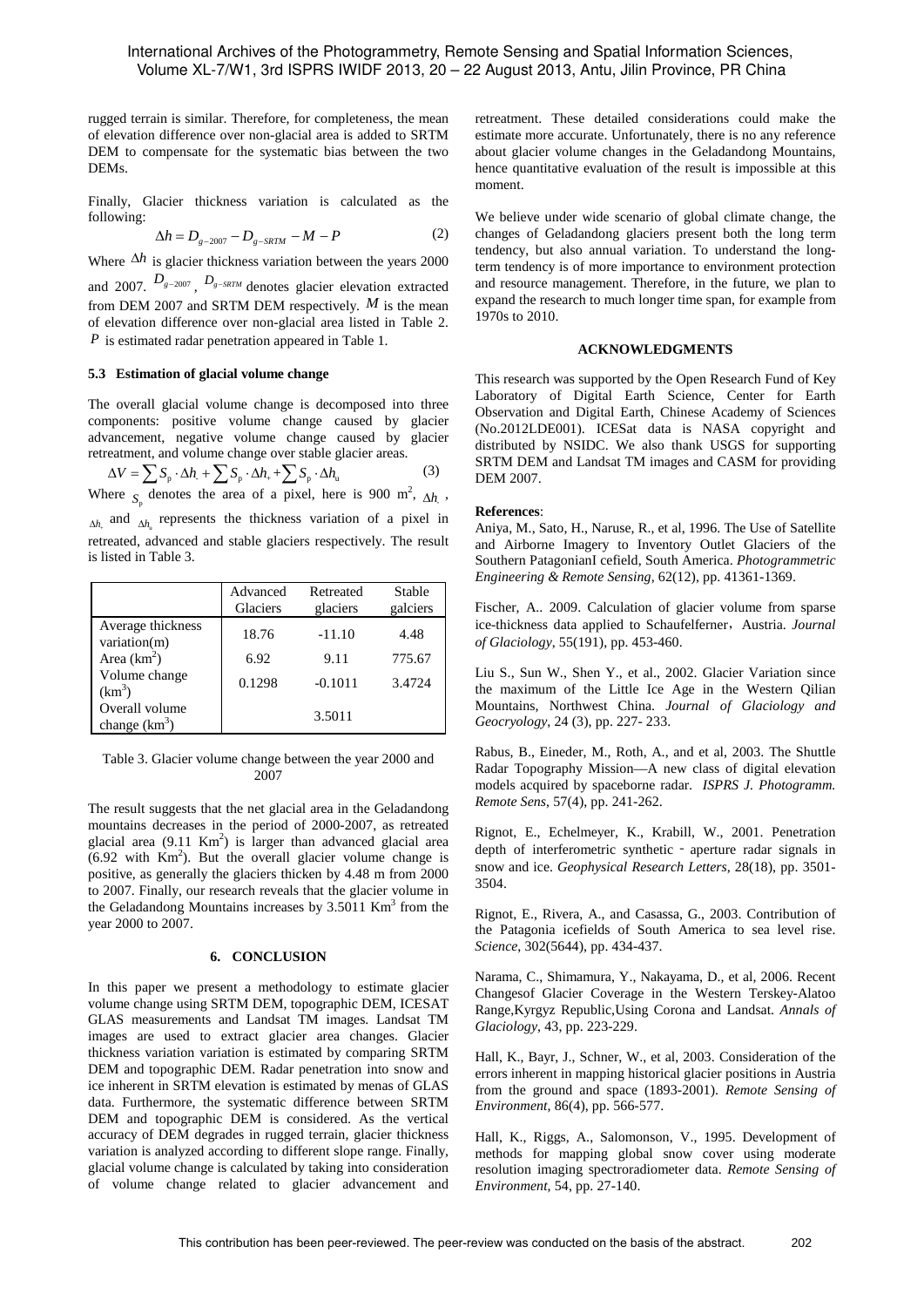rugged terrain is similar. Therefore, for completeness, the mean of elevation difference over non-glacial area is added to SRTM DEM to compensate for the systematic bias between the two DEMs.

Finally, Glacier thickness variation is calculated as the following:

$$\Delta h = D_{g-2007} - D_{g-SRTM} - M - P \tag{2}$$

Where $\Delta h$ is glacier thickness variation between the years 2000 and 2007. $D_{g-2007}$, $D_{g-SRTM}$ denotes glacier elevation extracted from DEM 2007 and SRTM DEM respectively. $M$ is the mean of elevation difference over non-glacial area listed in Table 2. $P$ is estimated radar penetration appeared in Table 1.

### 5.3 Estimation of glacial volume change

The overall glacial volume change is decomposed into three components: positive volume change caused by glacier advancement, negative volume change caused by glacier retreatment, and volume change over stable glacier areas.

$$\Delta V = \sum S_{p} \cdot \Delta h_{-} + \sum S_{p} \cdot \Delta h_{+} + \sum S_{p} \cdot \Delta h_{u} \tag{3}$$

Where $S_p$ denotes the area of a pixel, here is 900 m$^2$, $\Delta h_{-}$, $\Delta h_{+}$ and $\Delta h_{u}$ represents the thickness variation of a pixel in retreated, advanced and stable glaciers respectively. The result is listed in Table 3.

| | Advanced Glaciers | Retreated glaciers | Stable galciers |
|---|---|---|---|
| Average thickness variation(m) | 18.76 | -11.10 | 4.48 |
| Area (km$^2$) | 6.92 | 9.11 | 775.67 |
| Volume change (km$^3$) | 0.1298 | -0.1011 | 3.4724 |
| Overall volume change (km$^3$) | | 3.5011 | |

Table 3. Glacier volume change between the year 2000 and 2007

The result suggests that the net glacial area in the Geladandong mountains decreases in the period of 2000-2007, as retreated glacial area (9.11 Km$^2$) is larger than advanced glacial area (6.92 with Km$^2$). But the overall glacier volume change is positive, as generally the glaciers thicken by 4.48 m from 2000 to 2007. Finally, our research reveals that the glacier volume in the Geladandong Mountains increases by 3.5011 Km$^3$ from the year 2000 to 2007.

## 6. CONCLUSION

In this paper we present a methodology to estimate glacier volume change using SRTM DEM, topographic DEM, ICESAT GLAS measurements and Landsat TM images. Landsat TM images are used to extract glacier area changes. Glacier thickness variation variation is estimated by comparing SRTM DEM and topographic DEM. Radar penetration into snow and ice inherent in SRTM elevation is estimated by menas of GLAS data. Furthermore, the systematic difference between SRTM DEM and topographic DEM is considered. As the vertical accuracy of DEM degrades in rugged terrain, glacier thickness variation is analyzed according to different slope range. Finally, glacial volume change is calculated by taking into consideration of volume change related to glacier advancement and retreatment. These detailed considerations could make the estimate more accurate. Unfortunately, there is no any reference about glacier volume changes in the Geladandong Mountains, hence quantitative evaluation of the result is impossible at this moment.

We believe under wide scenario of global climate change, the changes of Geladandong glaciers present both the long term tendency, but also annual variation. To understand the long-term tendency is of more importance to environment protection and resource management. Therefore, in the future, we plan to expand the research to much longer time span, for example from 1970s to 2010.

## ACKNOWLEDGMENTS

This research was supported by the Open Research Fund of Key Laboratory of Digital Earth Science, Center for Earth Observation and Digital Earth, Chinese Academy of Sciences (No.2012LDE001). ICESat data is NASA copyright and distributed by NSIDC. We also thank USGS for supporting SRTM DEM and Landsat TM images and CASM for providing DEM 2007.

**References**:

Aniya, M., Sato, H., Naruse, R., et al, 1996. The Use of Satellite and Airborne Imagery to Inventory Outlet Glaciers of the Southern PatagonianI cefield, South America. *Photogrammetric Engineering & Remote Sensing*, 62(12), pp. 41361-1369.

Fischer, A.. 2009. Calculation of glacier volume from sparse ice-thickness data applied to Schaufelferner，Austria. *Journal of Glaciology*, 55(191), pp. 453-460.

Liu S., Sun W., Shen Y., et al., 2002. Glacier Variation since the maximum of the Little Ice Age in the Western Qilian Mountains, Northwest China. *Journal of Glaciology and Geocryology*, 24 (3), pp. 227- 233.

Rabus, B., Eineder, M., Roth, A., and et al, 2003. The Shuttle Radar Topography Mission—A new class of digital elevation models acquired by spaceborne radar. *ISPRS J. Photogramm. Remote Sens*, 57(4), pp. 241-262.

Rignot, E., Echelmeyer, K., Krabill, W., 2001. Penetration depth of interferometric synthetic‐aperture radar signals in snow and ice. *Geophysical Research Letters*, 28(18), pp. 3501-3504.

Rignot, E., Rivera, A., and Casassa, G., 2003. Contribution of the Patagonia icefields of South America to sea level rise. *Science*, 302(5644), pp. 434-437.

Narama, C., Shimamura, Y., Nakayama, D., et al, 2006. Recent Changesof Glacier Coverage in the Western Terskey-Alatoo Range,Kyrgyz Republic,Using Corona and Landsat. *Annals of Glaciology*, 43, pp. 223-229.

Hall, K., Bayr, J., Schner, W., et al, 2003. Consideration of the errors inherent in mapping historical glacier positions in Austria from the ground and space (1893-2001). *Remote Sensing of Environment*, 86(4), pp. 566-577.

Hall, K., Riggs, A., Salomonson, V., 1995. Development of methods for mapping global snow cover using moderate resolution imaging spectroradiometer data. *Remote Sensing of Environment*, 54, pp. 27-140.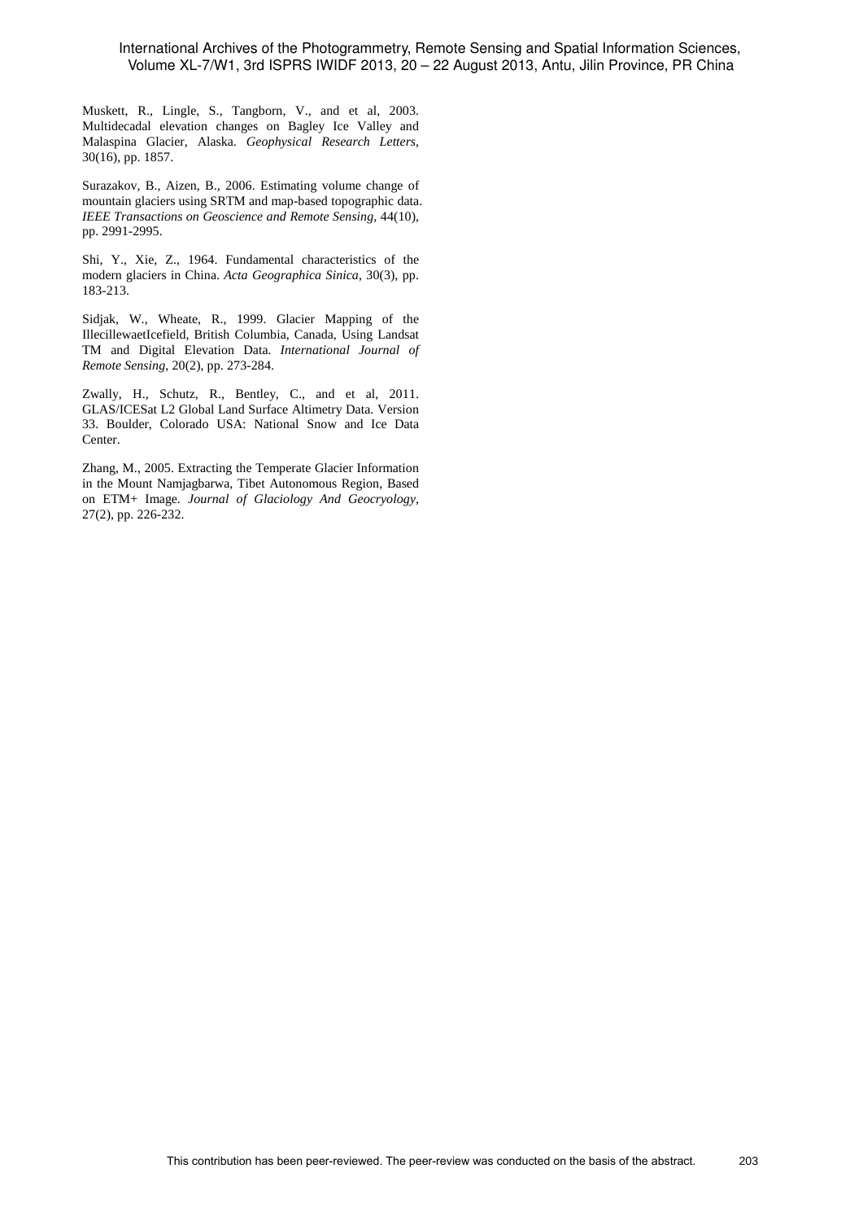Muskett, R., Lingle, S., Tangborn, V., and et al, 2003. Multidecadal elevation changes on Bagley Ice Valley and Malaspina Glacier, Alaska. *Geophysical Research Letters*, 30(16), pp. 1857.

Surazakov, B., Aizen, B., 2006. Estimating volume change of mountain glaciers using SRTM and map-based topographic data. *IEEE Transactions on Geoscience and Remote Sensing*, 44(10), pp. 2991-2995.

Shi, Y., Xie, Z., 1964. Fundamental characteristics of the modern glaciers in China. *Acta Geographica Sinica*, 30(3), pp. 183-213.

Sidjak, W., Wheate, R., 1999. Glacier Mapping of the IllecillewaetIcefield, British Columbia, Canada, Using Landsat TM and Digital Elevation Data. *International Journal of Remote Sensing*, 20(2), pp. 273-284.

Zwally, H., Schutz, R., Bentley, C., and et al, 2011. GLAS/ICESat L2 Global Land Surface Altimetry Data. Version 33. Boulder, Colorado USA: National Snow and Ice Data Center.

Zhang, M., 2005. Extracting the Temperate Glacier Information in the Mount Namjagbarwa, Tibet Autonomous Region, Based on ETM+ Image. *Journal of Glaciology And Geocryology*, 27(2), pp. 226-232.

This contribution has been peer-reviewed. The peer-review was conducted on the basis of the abstract.